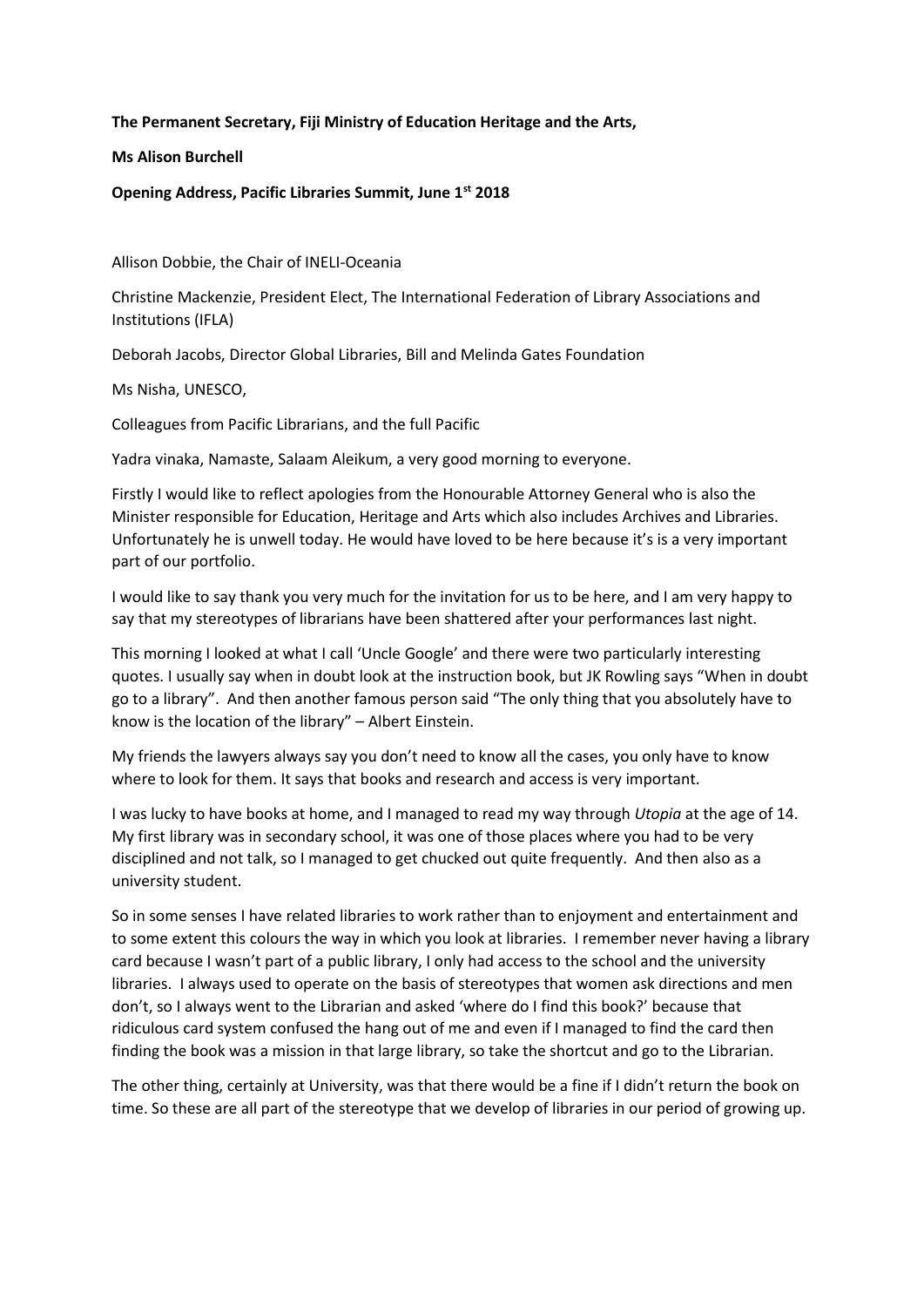**The Permanent Secretary, Fiji Ministry of Education Heritage and the Arts,**

**Ms Alison Burchell**

**Opening Address, Pacific Libraries Summit, June 1st 2018**

Allison Dobbie, the Chair of INELI-Oceania

Christine Mackenzie, President Elect, The International Federation of Library Associations and Institutions (IFLA)

Deborah Jacobs, Director Global Libraries, Bill and Melinda Gates Foundation

Ms Nisha, UNESCO,

Colleagues from Pacific Librarians, and the full Pacific

Yadra vinaka, Namaste, Salaam Aleikum, a very good morning to everyone.

Firstly I would like to reflect apologies from the Honourable Attorney General who is also the Minister responsible for Education, Heritage and Arts which also includes Archives and Libraries. Unfortunately he is unwell today. He would have loved to be here because it's is a very important part of our portfolio.

I would like to say thank you very much for the invitation for us to be here, and I am very happy to say that my stereotypes of librarians have been shattered after your performances last night.

This morning I looked at what I call 'Uncle Google' and there were two particularly interesting quotes. I usually say when in doubt look at the instruction book, but JK Rowling says "When in doubt go to a library". And then another famous person said "The only thing that you absolutely have to know is the location of the library" – Albert Einstein.

My friends the lawyers always say you don't need to know all the cases, you only have to know where to look for them. It says that books and research and access is very important.

I was lucky to have books at home, and I managed to read my way through *Utopia* at the age of 14. My first library was in secondary school, it was one of those places where you had to be very disciplined and not talk, so I managed to get chucked out quite frequently. And then also as a university student.

So in some senses I have related libraries to work rather than to enjoyment and entertainment and to some extent this colours the way in which you look at libraries. I remember never having a library card because I wasn't part of a public library, I only had access to the school and the university libraries. I always used to operate on the basis of stereotypes that women ask directions and men don't, so I always went to the Librarian and asked 'where do I find this book?' because that ridiculous card system confused the hang out of me and even if I managed to find the card then finding the book was a mission in that large library, so take the shortcut and go to the Librarian.

The other thing, certainly at University, was that there would be a fine if I didn't return the book on time. So these are all part of the stereotype that we develop of libraries in our period of growing up.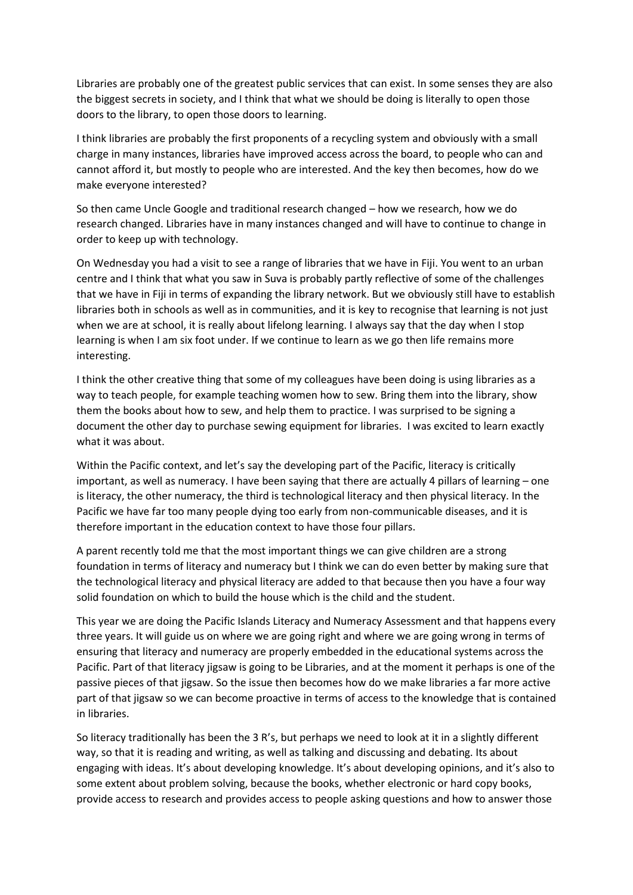Libraries are probably one of the greatest public services that can exist. In some senses they are also the biggest secrets in society, and I think that what we should be doing is literally to open those doors to the library, to open those doors to learning.

I think libraries are probably the first proponents of a recycling system and obviously with a small charge in many instances, libraries have improved access across the board, to people who can and cannot afford it, but mostly to people who are interested. And the key then becomes, how do we make everyone interested?

So then came Uncle Google and traditional research changed – how we research, how we do research changed. Libraries have in many instances changed and will have to continue to change in order to keep up with technology.

On Wednesday you had a visit to see a range of libraries that we have in Fiji. You went to an urban centre and I think that what you saw in Suva is probably partly reflective of some of the challenges that we have in Fiji in terms of expanding the library network. But we obviously still have to establish libraries both in schools as well as in communities, and it is key to recognise that learning is not just when we are at school, it is really about lifelong learning. I always say that the day when I stop learning is when I am six foot under. If we continue to learn as we go then life remains more interesting.

I think the other creative thing that some of my colleagues have been doing is using libraries as a way to teach people, for example teaching women how to sew. Bring them into the library, show them the books about how to sew, and help them to practice. I was surprised to be signing a document the other day to purchase sewing equipment for libraries.  I was excited to learn exactly what it was about.

Within the Pacific context, and let's say the developing part of the Pacific, literacy is critically important, as well as numeracy. I have been saying that there are actually 4 pillars of learning – one is literacy, the other numeracy, the third is technological literacy and then physical literacy. In the Pacific we have far too many people dying too early from non-communicable diseases, and it is therefore important in the education context to have those four pillars.

A parent recently told me that the most important things we can give children are a strong foundation in terms of literacy and numeracy but I think we can do even better by making sure that the technological literacy and physical literacy are added to that because then you have a four way solid foundation on which to build the house which is the child and the student.

This year we are doing the Pacific Islands Literacy and Numeracy Assessment and that happens every three years. It will guide us on where we are going right and where we are going wrong in terms of ensuring that literacy and numeracy are properly embedded in the educational systems across the Pacific. Part of that literacy jigsaw is going to be Libraries, and at the moment it perhaps is one of the passive pieces of that jigsaw. So the issue then becomes how do we make libraries a far more active part of that jigsaw so we can become proactive in terms of access to the knowledge that is contained in libraries.

So literacy traditionally has been the 3 R's, but perhaps we need to look at it in a slightly different way, so that it is reading and writing, as well as talking and discussing and debating. Its about engaging with ideas. It's about developing knowledge. It's about developing opinions, and it's also to some extent about problem solving, because the books, whether electronic or hard copy books, provide access to research and provides access to people asking questions and how to answer those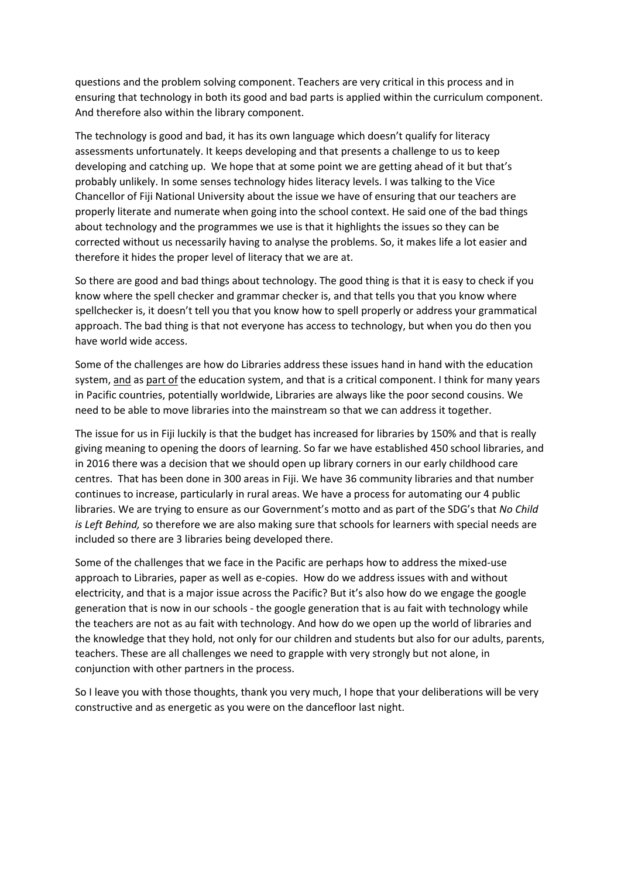questions and the problem solving component. Teachers are very critical in this process and in ensuring that technology in both its good and bad parts is applied within the curriculum component. And therefore also within the library component.

The technology is good and bad, it has its own language which doesn't qualify for literacy assessments unfortunately. It keeps developing and that presents a challenge to us to keep developing and catching up. We hope that at some point we are getting ahead of it but that's probably unlikely. In some senses technology hides literacy levels. I was talking to the Vice Chancellor of Fiji National University about the issue we have of ensuring that our teachers are properly literate and numerate when going into the school context. He said one of the bad things about technology and the programmes we use is that it highlights the issues so they can be corrected without us necessarily having to analyse the problems. So, it makes life a lot easier and therefore it hides the proper level of literacy that we are at.

So there are good and bad things about technology. The good thing is that it is easy to check if you know where the spell checker and grammar checker is, and that tells you that you know where spellchecker is, it doesn't tell you that you know how to spell properly or address your grammatical approach. The bad thing is that not everyone has access to technology, but when you do then you have world wide access.

Some of the challenges are how do Libraries address these issues hand in hand with the education system, <u>and</u> as <u>part of</u> the education system, and that is a critical component. I think for many years in Pacific countries, potentially worldwide, Libraries are always like the poor second cousins. We need to be able to move libraries into the mainstream so that we can address it together.

The issue for us in Fiji luckily is that the budget has increased for libraries by 150% and that is really giving meaning to opening the doors of learning. So far we have established 450 school libraries, and in 2016 there was a decision that we should open up library corners in our early childhood care centres. That has been done in 300 areas in Fiji. We have 36 community libraries and that number continues to increase, particularly in rural areas. We have a process for automating our 4 public libraries. We are trying to ensure as our Government's motto and as part of the SDG's that *No Child is Left Behind,* so therefore we are also making sure that schools for learners with special needs are included so there are 3 libraries being developed there.

Some of the challenges that we face in the Pacific are perhaps how to address the mixed-use approach to Libraries, paper as well as e-copies. How do we address issues with and without electricity, and that is a major issue across the Pacific? But it's also how do we engage the google generation that is now in our schools - the google generation that is au fait with technology while the teachers are not as au fait with technology. And how do we open up the world of libraries and the knowledge that they hold, not only for our children and students but also for our adults, parents, teachers. These are all challenges we need to grapple with very strongly but not alone, in conjunction with other partners in the process.

So I leave you with those thoughts, thank you very much, I hope that your deliberations will be very constructive and as energetic as you were on the dancefloor last night.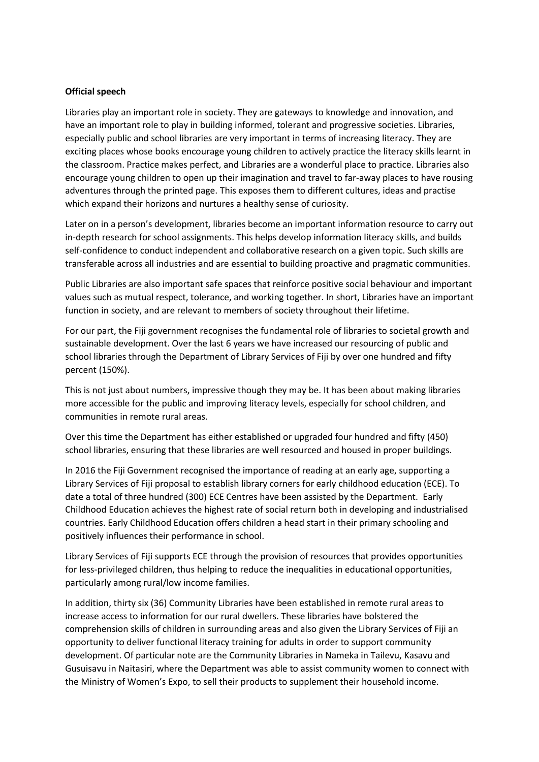**Official speech**

Libraries play an important role in society. They are gateways to knowledge and innovation, and have an important role to play in building informed, tolerant and progressive societies. Libraries, especially public and school libraries are very important in terms of increasing literacy. They are exciting places whose books encourage young children to actively practice the literacy skills learnt in the classroom. Practice makes perfect, and Libraries are a wonderful place to practice. Libraries also encourage young children to open up their imagination and travel to far-away places to have rousing adventures through the printed page. This exposes them to different cultures, ideas and practise which expand their horizons and nurtures a healthy sense of curiosity.

Later on in a person's development, libraries become an important information resource to carry out in-depth research for school assignments. This helps develop information literacy skills, and builds self-confidence to conduct independent and collaborative research on a given topic. Such skills are transferable across all industries and are essential to building proactive and pragmatic communities.

Public Libraries are also important safe spaces that reinforce positive social behaviour and important values such as mutual respect, tolerance, and working together. In short, Libraries have an important function in society, and are relevant to members of society throughout their lifetime.

For our part, the Fiji government recognises the fundamental role of libraries to societal growth and sustainable development. Over the last 6 years we have increased our resourcing of public and school libraries through the Department of Library Services of Fiji by over one hundred and fifty percent (150%).

This is not just about numbers, impressive though they may be. It has been about making libraries more accessible for the public and improving literacy levels, especially for school children, and communities in remote rural areas.

Over this time the Department has either established or upgraded four hundred and fifty (450) school libraries, ensuring that these libraries are well resourced and housed in proper buildings.

In 2016 the Fiji Government recognised the importance of reading at an early age, supporting a Library Services of Fiji proposal to establish library corners for early childhood education (ECE). To date a total of three hundred (300) ECE Centres have been assisted by the Department. Early Childhood Education achieves the highest rate of social return both in developing and industrialised countries. Early Childhood Education offers children a head start in their primary schooling and positively influences their performance in school.

Library Services of Fiji supports ECE through the provision of resources that provides opportunities for less-privileged children, thus helping to reduce the inequalities in educational opportunities, particularly among rural/low income families.

In addition, thirty six (36) Community Libraries have been established in remote rural areas to increase access to information for our rural dwellers. These libraries have bolstered the comprehension skills of children in surrounding areas and also given the Library Services of Fiji an opportunity to deliver functional literacy training for adults in order to support community development. Of particular note are the Community Libraries in Nameka in Tailevu, Kasavu and Gusuisavu in Naitasiri, where the Department was able to assist community women to connect with the Ministry of Women's Expo, to sell their products to supplement their household income.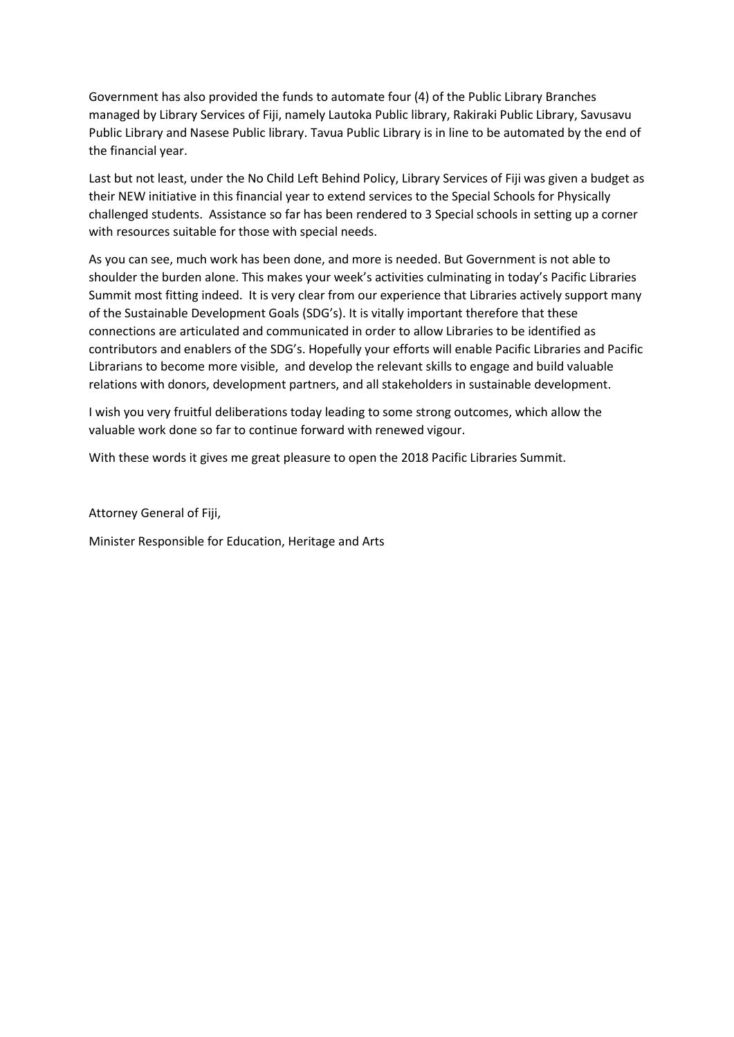Government has also provided the funds to automate four (4) of the Public Library Branches managed by Library Services of Fiji, namely Lautoka Public library, Rakiraki Public Library, Savusavu Public Library and Nasese Public library. Tavua Public Library is in line to be automated by the end of the financial year.

Last but not least, under the No Child Left Behind Policy, Library Services of Fiji was given a budget as their NEW initiative in this financial year to extend services to the Special Schools for Physically challenged students. Assistance so far has been rendered to 3 Special schools in setting up a corner with resources suitable for those with special needs.

As you can see, much work has been done, and more is needed. But Government is not able to shoulder the burden alone. This makes your week's activities culminating in today's Pacific Libraries Summit most fitting indeed. It is very clear from our experience that Libraries actively support many of the Sustainable Development Goals (SDG's). It is vitally important therefore that these connections are articulated and communicated in order to allow Libraries to be identified as contributors and enablers of the SDG's. Hopefully your efforts will enable Pacific Libraries and Pacific Librarians to become more visible, and develop the relevant skills to engage and build valuable relations with donors, development partners, and all stakeholders in sustainable development.

I wish you very fruitful deliberations today leading to some strong outcomes, which allow the valuable work done so far to continue forward with renewed vigour.

With these words it gives me great pleasure to open the 2018 Pacific Libraries Summit.

Attorney General of Fiji,

Minister Responsible for Education, Heritage and Arts